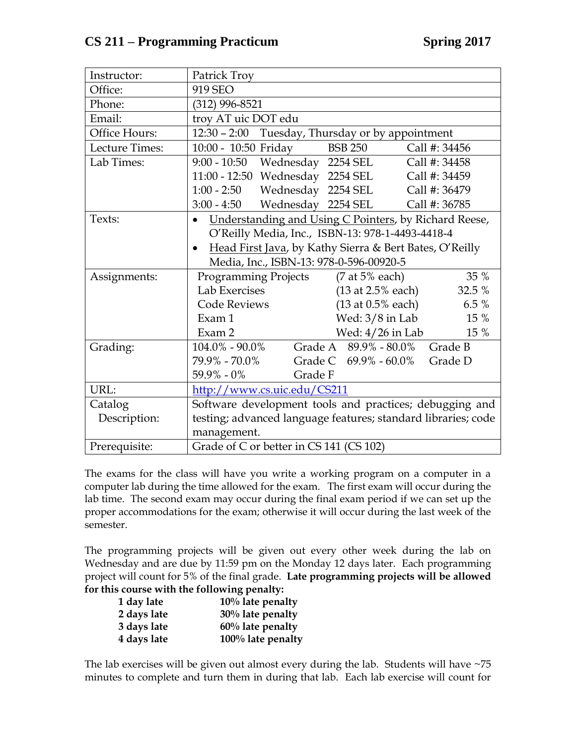# CS 211 – Programming Practicum **Spring 2017**

| | |
|---|---|
| Instructor: | Patrick Troy |
| Office: | 919 SEO |
| Phone: | (312) 996-8521 |
| Email: | troy AT uic DOT edu |
| Office Hours: | 12:30 – 2:00 Tuesday, Thursday or by appointment |
| Lecture Times: | 10:00 - 10:50 Friday BSB 250 Call #: 34456 |
| Lab Times: | 9:00 - 10:50 Wednesday 2254 SEL Call #: 34458<br>11:00 - 12:50 Wednesday 2254 SEL Call #: 34459<br>1:00 - 2:50 Wednesday 2254 SEL Call #: 36479<br>3:00 - 4:50 Wednesday 2254 SEL Call #: 36785 |
| Texts: | • Understanding and Using C Pointers, by Richard Reese, O'Reilly Media, Inc., ISBN-13: 978-1-4493-4418-4<br>• Head First Java, by Kathy Sierra & Bert Bates, O'Reilly Media, Inc., ISBN-13: 978-0-596-00920-5 |
| Assignments: | Programming Projects (7 at 5% each) 35 %<br>Lab Exercises (13 at 2.5% each) 32.5 %<br>Code Reviews (13 at 0.5% each) 6.5 %<br>Exam 1 Wed: 3/8 in Lab 15 %<br>Exam 2 Wed: 4/26 in Lab 15 % |
| Grading: | 104.0% - 90.0% Grade A 89.9% - 80.0% Grade B<br>79.9% - 70.0% Grade C 69.9% - 60.0% Grade D<br>59.9% - 0% Grade F |
| URL: | http://www.cs.uic.edu/CS211 |
| Catalog Description: | Software development tools and practices; debugging and testing; advanced language features; standard libraries; code management. |
| Prerequisite: | Grade of C or better in CS 141 (CS 102) |

The exams for the class will have you write a working program on a computer in a computer lab during the time allowed for the exam. The first exam will occur during the lab time. The second exam may occur during the final exam period if we can set up the proper accommodations for the exam; otherwise it will occur during the last week of the semester.

The programming projects will be given out every other week during the lab on Wednesday and are due by 11:59 pm on the Monday 12 days later. Each programming project will count for 5% of the final grade. **Late programming projects will be allowed for this course with the following penalty:**

| | |
|---|---|
| **1 day late** | **10% late penalty** |
| **2 days late** | **30% late penalty** |
| **3 days late** | **60% late penalty** |
| **4 days late** | **100% late penalty** |

The lab exercises will be given out almost every during the lab. Students will have ~75 minutes to complete and turn them in during that lab. Each lab exercise will count for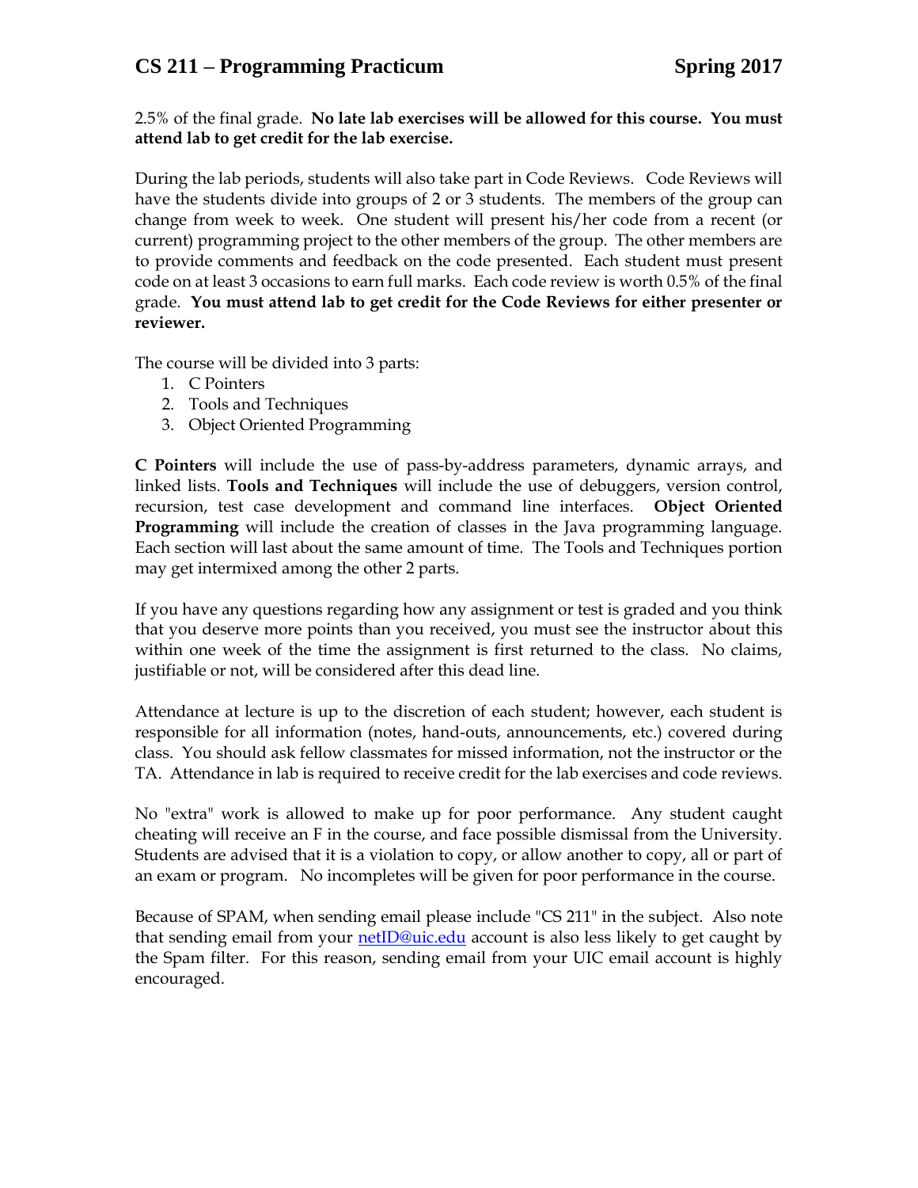2.5% of the final grade. **No late lab exercises will be allowed for this course. You must attend lab to get credit for the lab exercise.**

During the lab periods, students will also take part in Code Reviews. Code Reviews will have the students divide into groups of 2 or 3 students. The members of the group can change from week to week. One student will present his/her code from a recent (or current) programming project to the other members of the group. The other members are to provide comments and feedback on the code presented. Each student must present code on at least 3 occasions to earn full marks. Each code review is worth 0.5% of the final grade. **You must attend lab to get credit for the Code Reviews for either presenter or reviewer.**

The course will be divided into 3 parts:

1. C Pointers
2. Tools and Techniques
3. Object Oriented Programming

**C Pointers** will include the use of pass-by-address parameters, dynamic arrays, and linked lists. **Tools and Techniques** will include the use of debuggers, version control, recursion, test case development and command line interfaces. **Object Oriented Programming** will include the creation of classes in the Java programming language. Each section will last about the same amount of time. The Tools and Techniques portion may get intermixed among the other 2 parts.

If you have any questions regarding how any assignment or test is graded and you think that you deserve more points than you received, you must see the instructor about this within one week of the time the assignment is first returned to the class. No claims, justifiable or not, will be considered after this dead line.

Attendance at lecture is up to the discretion of each student; however, each student is responsible for all information (notes, hand-outs, announcements, etc.) covered during class. You should ask fellow classmates for missed information, not the instructor or the TA. Attendance in lab is required to receive credit for the lab exercises and code reviews.

No "extra" work is allowed to make up for poor performance. Any student caught cheating will receive an F in the course, and face possible dismissal from the University. Students are advised that it is a violation to copy, or allow another to copy, all or part of an exam or program. No incompletes will be given for poor performance in the course.

Because of SPAM, when sending email please include "CS 211" in the subject. Also note that sending email from your [netID@uic.edu](mailto:netID@uic.edu) account is also less likely to get caught by the Spam filter. For this reason, sending email from your UIC email account is highly encouraged.